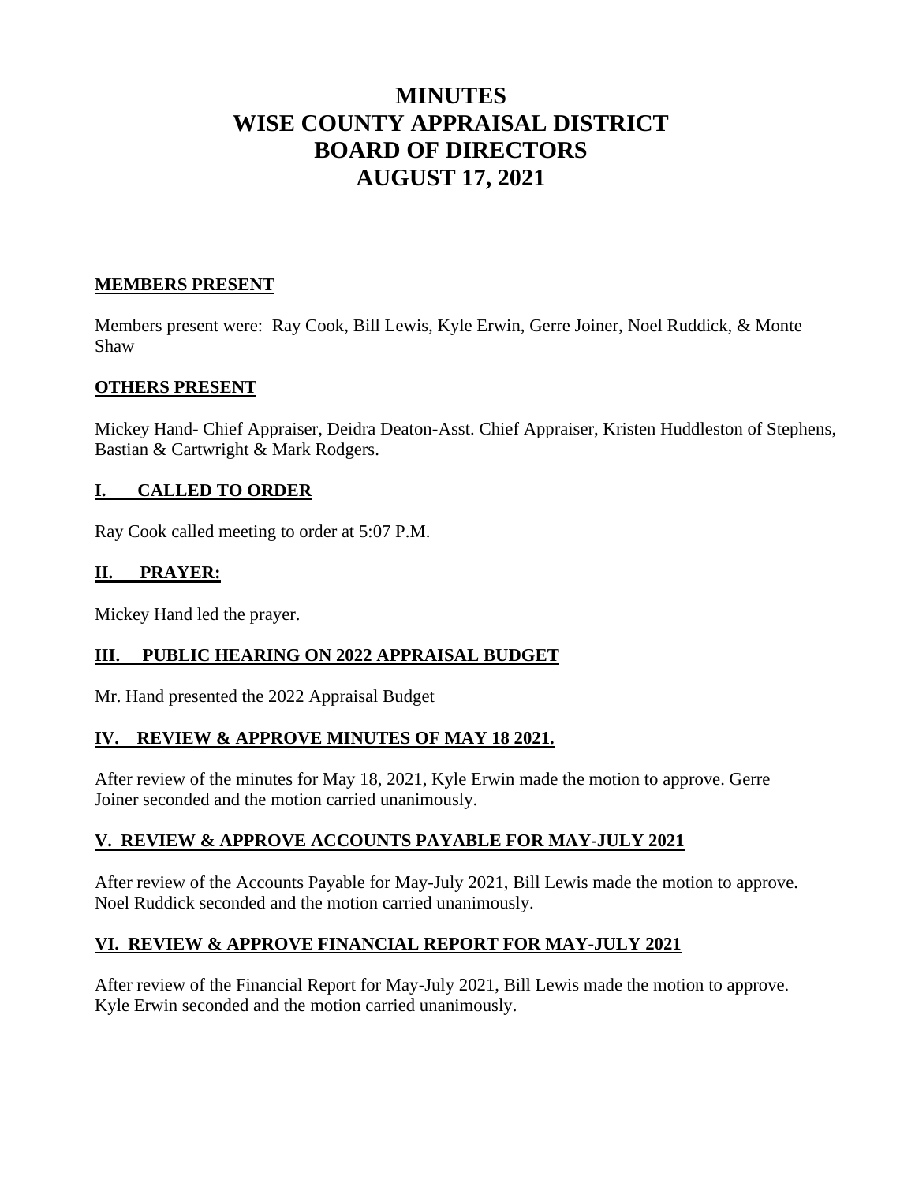# MINUTES
# WISE COUNTY APPRAISAL DISTRICT
# BOARD OF DIRECTORS
# AUGUST 17, 2021

## MEMBERS PRESENT

Members present were: Ray Cook, Bill Lewis, Kyle Erwin, Gerre Joiner, Noel Ruddick, & Monte Shaw

## OTHERS PRESENT

Mickey Hand- Chief Appraiser, Deidra Deaton-Asst. Chief Appraiser, Kristen Huddleston of Stephens, Bastian & Cartwright & Mark Rodgers.

## I. CALLED TO ORDER

Ray Cook called meeting to order at 5:07 P.M.

## II. PRAYER:

Mickey Hand led the prayer.

## III. PUBLIC HEARING ON 2022 APPRAISAL BUDGET

Mr. Hand presented the 2022 Appraisal Budget

## IV. REVIEW & APPROVE MINUTES OF MAY 18 2021.

After review of the minutes for May 18, 2021, Kyle Erwin made the motion to approve. Gerre Joiner seconded and the motion carried unanimously.

## V. REVIEW & APPROVE ACCOUNTS PAYABLE FOR MAY-JULY 2021

After review of the Accounts Payable for May-July 2021, Bill Lewis made the motion to approve. Noel Ruddick seconded and the motion carried unanimously.

## VI. REVIEW & APPROVE FINANCIAL REPORT FOR MAY-JULY 2021

After review of the Financial Report for May-July 2021, Bill Lewis made the motion to approve. Kyle Erwin seconded and the motion carried unanimously.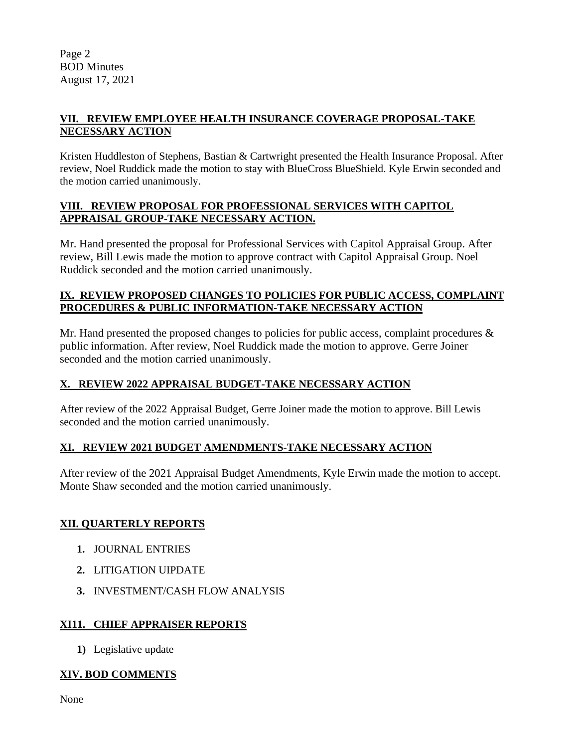### VII. REVIEW EMPLOYEE HEALTH INSURANCE COVERAGE PROPOSAL-TAKE NECESSARY ACTION

Kristen Huddleston of Stephens, Bastian & Cartwright presented the Health Insurance Proposal. After review, Noel Ruddick made the motion to stay with BlueCross BlueShield. Kyle Erwin seconded and the motion carried unanimously.

### VIII. REVIEW PROPOSAL FOR PROFESSIONAL SERVICES WITH CAPITOL APPRAISAL GROUP-TAKE NECESSARY ACTION.

Mr. Hand presented the proposal for Professional Services with Capitol Appraisal Group. After review, Bill Lewis made the motion to approve contract with Capitol Appraisal Group. Noel Ruddick seconded and the motion carried unanimously.

### IX. REVIEW PROPOSED CHANGES TO POLICIES FOR PUBLIC ACCESS, COMPLAINT PROCEDURES & PUBLIC INFORMATION-TAKE NECESSARY ACTION

Mr. Hand presented the proposed changes to policies for public access, complaint procedures & public information. After review, Noel Ruddick made the motion to approve. Gerre Joiner seconded and the motion carried unanimously.

### X. REVIEW 2022 APPRAISAL BUDGET-TAKE NECESSARY ACTION

After review of the 2022 Appraisal Budget, Gerre Joiner made the motion to approve. Bill Lewis seconded and the motion carried unanimously.

### XI. REVIEW 2021 BUDGET AMENDMENTS-TAKE NECESSARY ACTION

After review of the 2021 Appraisal Budget Amendments, Kyle Erwin made the motion to accept. Monte Shaw seconded and the motion carried unanimously.

### XII. QUARTERLY REPORTS

1. JOURNAL ENTRIES
2. LITIGATION UIPDATE
3. INVESTMENT/CASH FLOW ANALYSIS

### XI11. CHIEF APPRAISER REPORTS

1) Legislative update

### XIV. BOD COMMENTS

None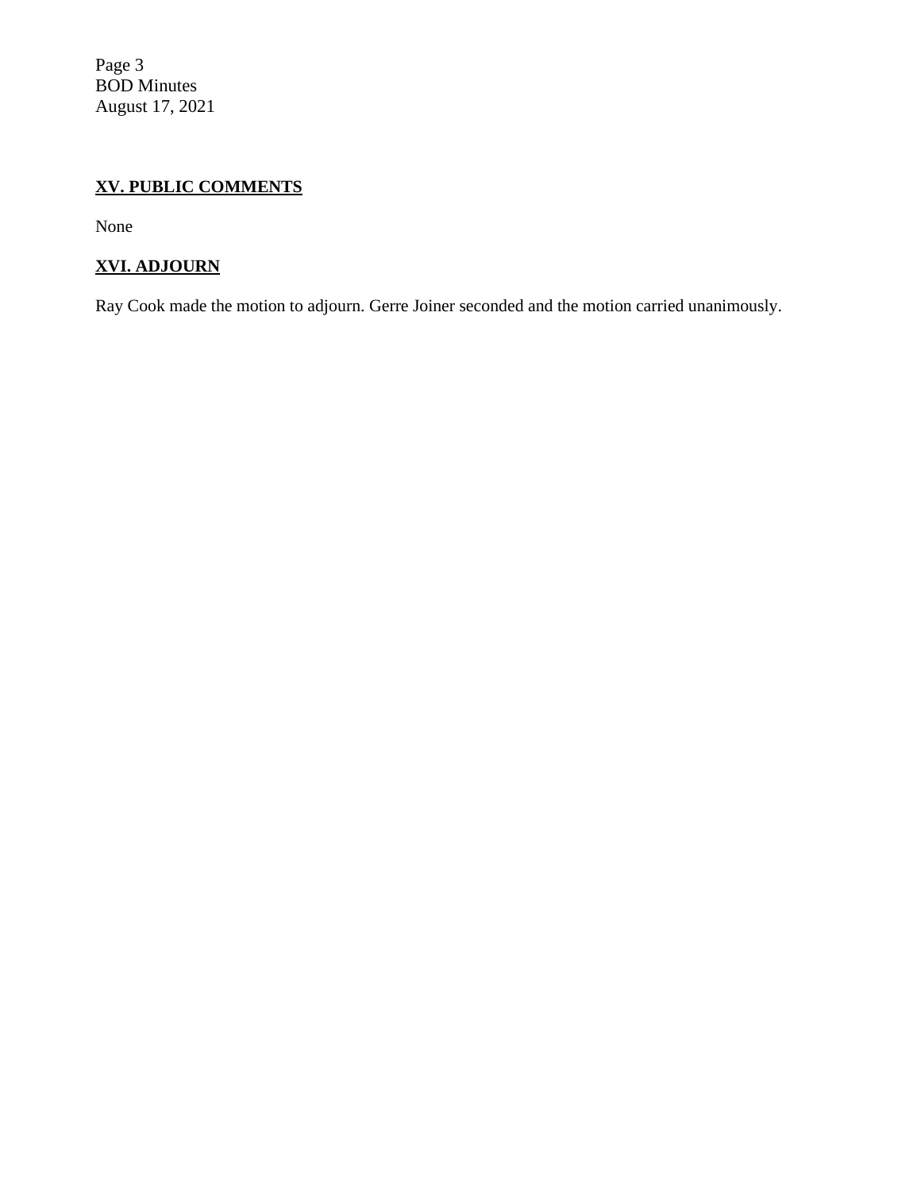## **XV. PUBLIC COMMENTS**

None

## **XVI. ADJOURN**

Ray Cook made the motion to adjourn. Gerre Joiner seconded and the motion carried unanimously.